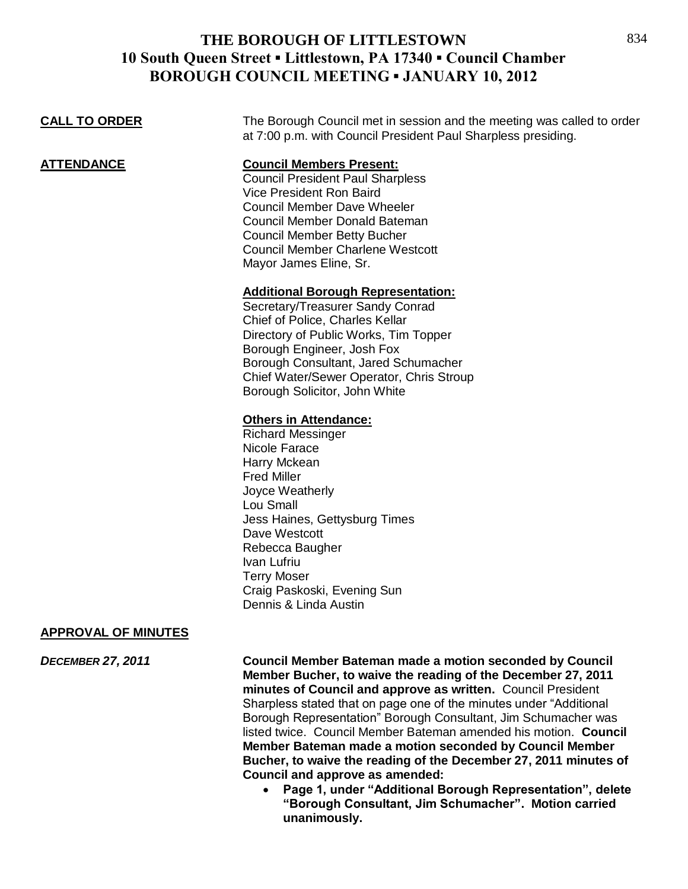# THE BOROUGH OF LITTLESTOWN
## 10 South Queen Street ▪ Littlestown, PA 17340 ▪ Council Chamber
## BOROUGH COUNCIL MEETING ▪ JANUARY 10, 2012

**CALL TO ORDER**

The Borough Council met in session and the meeting was called to order at 7:00 p.m. with Council President Paul Sharpless presiding.

**ATTENDANCE**

**Council Members Present:**

Council President Paul Sharpless
Vice President Ron Baird
Council Member Dave Wheeler
Council Member Donald Bateman
Council Member Betty Bucher
Council Member Charlene Westcott
Mayor James Eline, Sr.

**Additional Borough Representation:**

Secretary/Treasurer Sandy Conrad
Chief of Police, Charles Kellar
Directory of Public Works, Tim Topper
Borough Engineer, Josh Fox
Borough Consultant, Jared Schumacher
Chief Water/Sewer Operator, Chris Stroup
Borough Solicitor, John White

**Others in Attendance:**

Richard Messinger
Nicole Farace
Harry Mckean
Fred Miller
Joyce Weatherly
Lou Small
Jess Haines, Gettysburg Times
Dave Westcott
Rebecca Baugher
Ivan Lufriu
Terry Moser
Craig Paskoski, Evening Sun
Dennis & Linda Austin

**APPROVAL OF MINUTES**

*DECEMBER 27, 2011*

**Council Member Bateman made a motion seconded by Council Member Bucher, to waive the reading of the December 27, 2011 minutes of Council and approve as written.** Council President Sharpless stated that on page one of the minutes under "Additional Borough Representation" Borough Consultant, Jim Schumacher was listed twice. Council Member Bateman amended his motion. **Council Member Bateman made a motion seconded by Council Member Bucher, to waive the reading of the December 27, 2011 minutes of Council and approve as amended:**

- **Page 1, under "Additional Borough Representation", delete "Borough Consultant, Jim Schumacher". Motion carried unanimously.**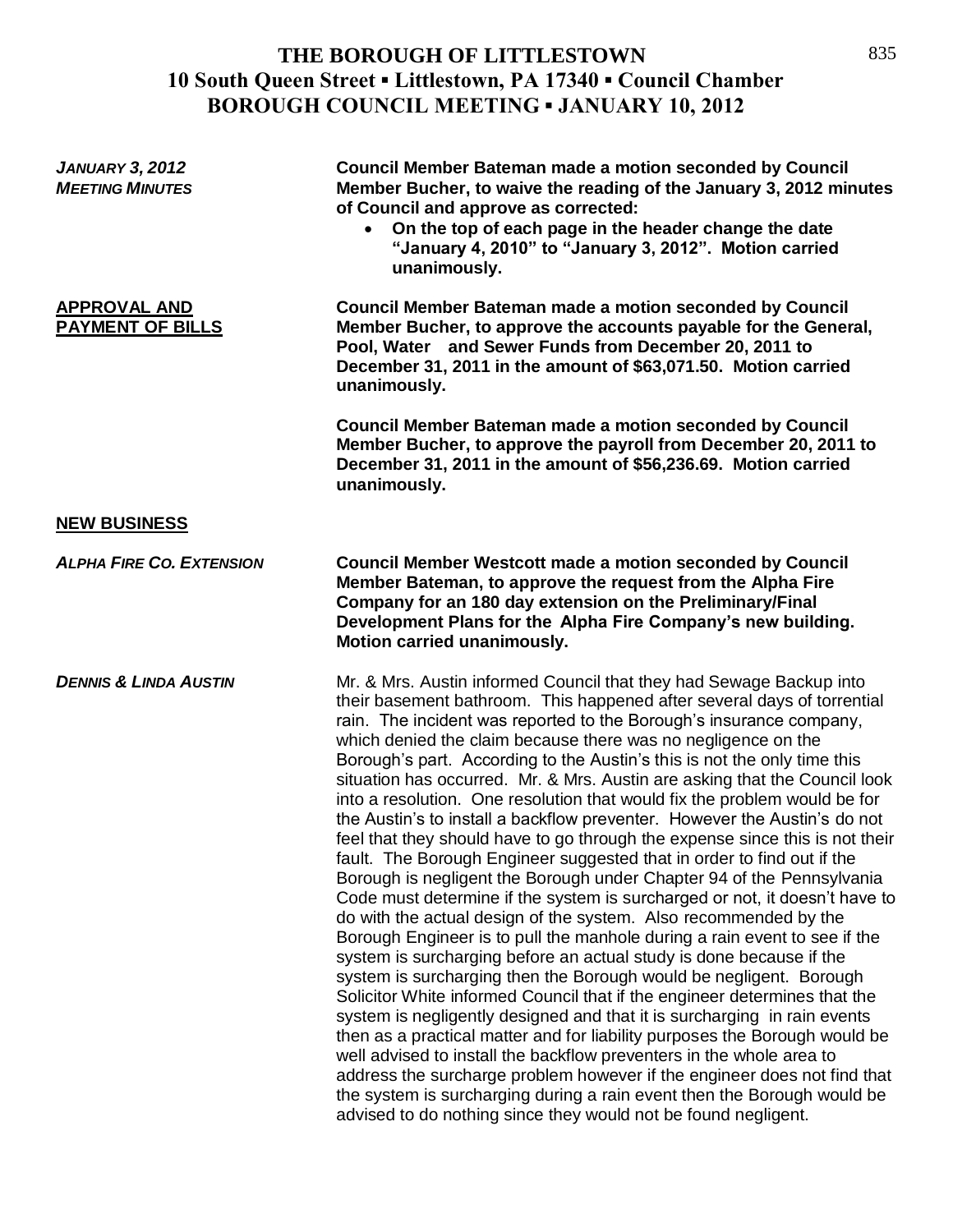# THE BOROUGH OF LITTLESTOWN
## 10 South Queen Street ▪ Littlestown, PA 17340 ▪ Council Chamber
## BOROUGH COUNCIL MEETING ▪ JANUARY 10, 2012

***JANUARY 3, 2012 MEETING MINUTES***

**Council Member Bateman made a motion seconded by Council Member Bucher, to waive the reading of the January 3, 2012 minutes of Council and approve as corrected:**

- **On the top of each page in the header change the date "January 4, 2010" to "January 3, 2012". Motion carried unanimously.**

**APPROVAL AND PAYMENT OF BILLS**

**Council Member Bateman made a motion seconded by Council Member Bucher, to approve the accounts payable for the General, Pool, Water and Sewer Funds from December 20, 2011 to December 31, 2011 in the amount of $63,071.50. Motion carried unanimously.**

**Council Member Bateman made a motion seconded by Council Member Bucher, to approve the payroll from December 20, 2011 to December 31, 2011 in the amount of $56,236.69. Motion carried unanimously.**

**NEW BUSINESS**

***ALPHA FIRE CO. EXTENSION***

**Council Member Westcott made a motion seconded by Council Member Bateman, to approve the request from the Alpha Fire Company for an 180 day extension on the Preliminary/Final Development Plans for the Alpha Fire Company's new building. Motion carried unanimously.**

***DENNIS & LINDA AUSTIN***

Mr. & Mrs. Austin informed Council that they had Sewage Backup into their basement bathroom. This happened after several days of torrential rain. The incident was reported to the Borough's insurance company, which denied the claim because there was no negligence on the Borough's part. According to the Austin's this is not the only time this situation has occurred. Mr. & Mrs. Austin are asking that the Council look into a resolution. One resolution that would fix the problem would be for the Austin's to install a backflow preventer. However the Austin's do not feel that they should have to go through the expense since this is not their fault. The Borough Engineer suggested that in order to find out if the Borough is negligent the Borough under Chapter 94 of the Pennsylvania Code must determine if the system is surcharged or not, it doesn't have to do with the actual design of the system. Also recommended by the Borough Engineer is to pull the manhole during a rain event to see if the system is surcharging before an actual study is done because if the system is surcharging then the Borough would be negligent. Borough Solicitor White informed Council that if the engineer determines that the system is negligently designed and that it is surcharging in rain events then as a practical matter and for liability purposes the Borough would be well advised to install the backflow preventers in the whole area to address the surcharge problem however if the engineer does not find that the system is surcharging during a rain event then the Borough would be advised to do nothing since they would not be found negligent.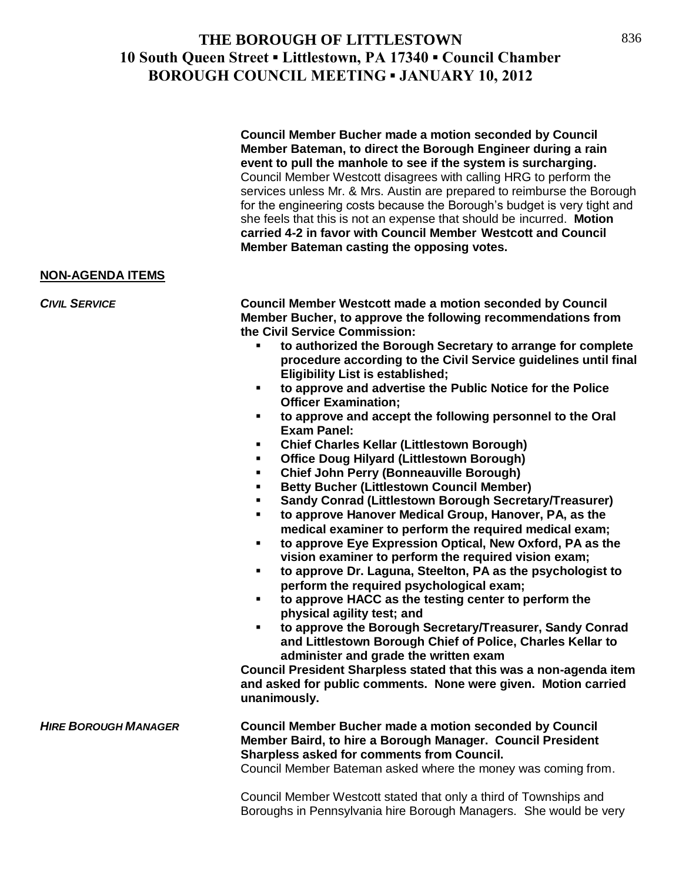**Council Member Bucher made a motion seconded by Council Member Bateman, to direct the Borough Engineer during a rain event to pull the manhole to see if the system is surcharging.** Council Member Westcott disagrees with calling HRG to perform the services unless Mr. & Mrs. Austin are prepared to reimburse the Borough for the engineering costs because the Borough's budget is very tight and she feels that this is not an expense that should be incurred. **Motion carried 4-2 in favor with Council Member Westcott and Council Member Bateman casting the opposing votes.**

## NON-AGENDA ITEMS

***CIVIL SERVICE***

**Council Member Westcott made a motion seconded by Council Member Bucher, to approve the following recommendations from the Civil Service Commission:**

- **to authorized the Borough Secretary to arrange for complete procedure according to the Civil Service guidelines until final Eligibility List is established;**
- **to approve and advertise the Public Notice for the Police Officer Examination;**
- **to approve and accept the following personnel to the Oral Exam Panel:**
- **Chief Charles Kellar (Littlestown Borough)**
- **Office Doug Hilyard (Littlestown Borough)**
- **Chief John Perry (Bonneauville Borough)**
- **Betty Bucher (Littlestown Council Member)**
- **Sandy Conrad (Littlestown Borough Secretary/Treasurer)**
- **to approve Hanover Medical Group, Hanover, PA, as the medical examiner to perform the required medical exam;**
- **to approve Eye Expression Optical, New Oxford, PA as the vision examiner to perform the required vision exam;**
- **to approve Dr. Laguna, Steelton, PA as the psychologist to perform the required psychological exam;**
- **to approve HACC as the testing center to perform the physical agility test; and**
- **to approve the Borough Secretary/Treasurer, Sandy Conrad and Littlestown Borough Chief of Police, Charles Kellar to administer and grade the written exam**

**Council President Sharpless stated that this was a non-agenda item and asked for public comments. None were given. Motion carried unanimously.**

***HIRE BOROUGH MANAGER***

**Council Member Bucher made a motion seconded by Council Member Baird, to hire a Borough Manager. Council President Sharpless asked for comments from Council.**
Council Member Bateman asked where the money was coming from.

Council Member Westcott stated that only a third of Townships and Boroughs in Pennsylvania hire Borough Managers. She would be very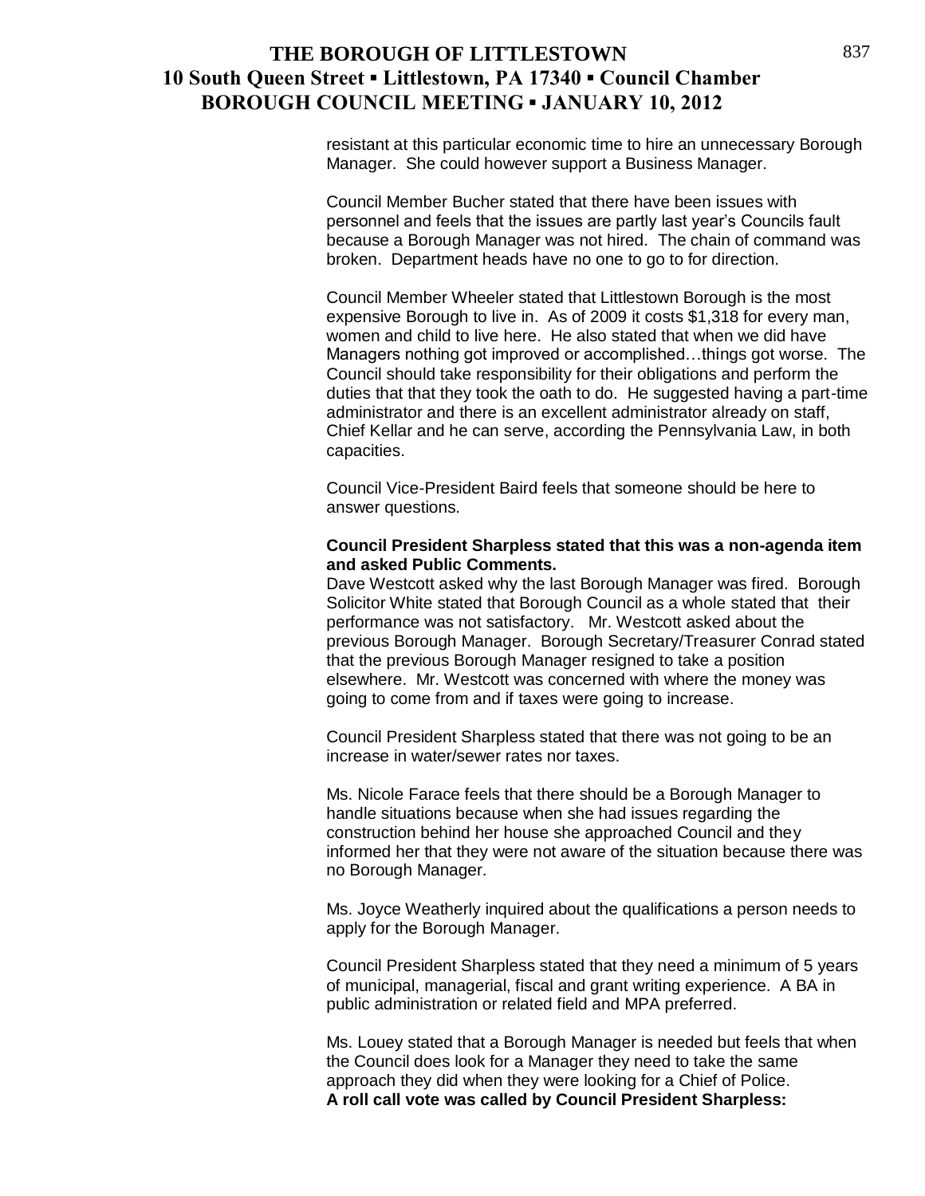resistant at this particular economic time to hire an unnecessary Borough Manager. She could however support a Business Manager.

Council Member Bucher stated that there have been issues with personnel and feels that the issues are partly last year's Councils fault because a Borough Manager was not hired. The chain of command was broken. Department heads have no one to go to for direction.

Council Member Wheeler stated that Littlestown Borough is the most expensive Borough to live in. As of 2009 it costs $1,318 for every man, women and child to live here. He also stated that when we did have Managers nothing got improved or accomplished…things got worse. The Council should take responsibility for their obligations and perform the duties that that they took the oath to do. He suggested having a part-time administrator and there is an excellent administrator already on staff, Chief Kellar and he can serve, according the Pennsylvania Law, in both capacities.

Council Vice-President Baird feels that someone should be here to answer questions.

**Council President Sharpless stated that this was a non-agenda item and asked Public Comments.**
Dave Westcott asked why the last Borough Manager was fired. Borough Solicitor White stated that Borough Council as a whole stated that their performance was not satisfactory. Mr. Westcott asked about the previous Borough Manager. Borough Secretary/Treasurer Conrad stated that the previous Borough Manager resigned to take a position elsewhere. Mr. Westcott was concerned with where the money was going to come from and if taxes were going to increase.

Council President Sharpless stated that there was not going to be an increase in water/sewer rates nor taxes.

Ms. Nicole Farace feels that there should be a Borough Manager to handle situations because when she had issues regarding the construction behind her house she approached Council and they informed her that they were not aware of the situation because there was no Borough Manager.

Ms. Joyce Weatherly inquired about the qualifications a person needs to apply for the Borough Manager.

Council President Sharpless stated that they need a minimum of 5 years of municipal, managerial, fiscal and grant writing experience. A BA in public administration or related field and MPA preferred.

Ms. Louey stated that a Borough Manager is needed but feels that when the Council does look for a Manager they need to take the same approach they did when they were looking for a Chief of Police.
**A roll call vote was called by Council President Sharpless:**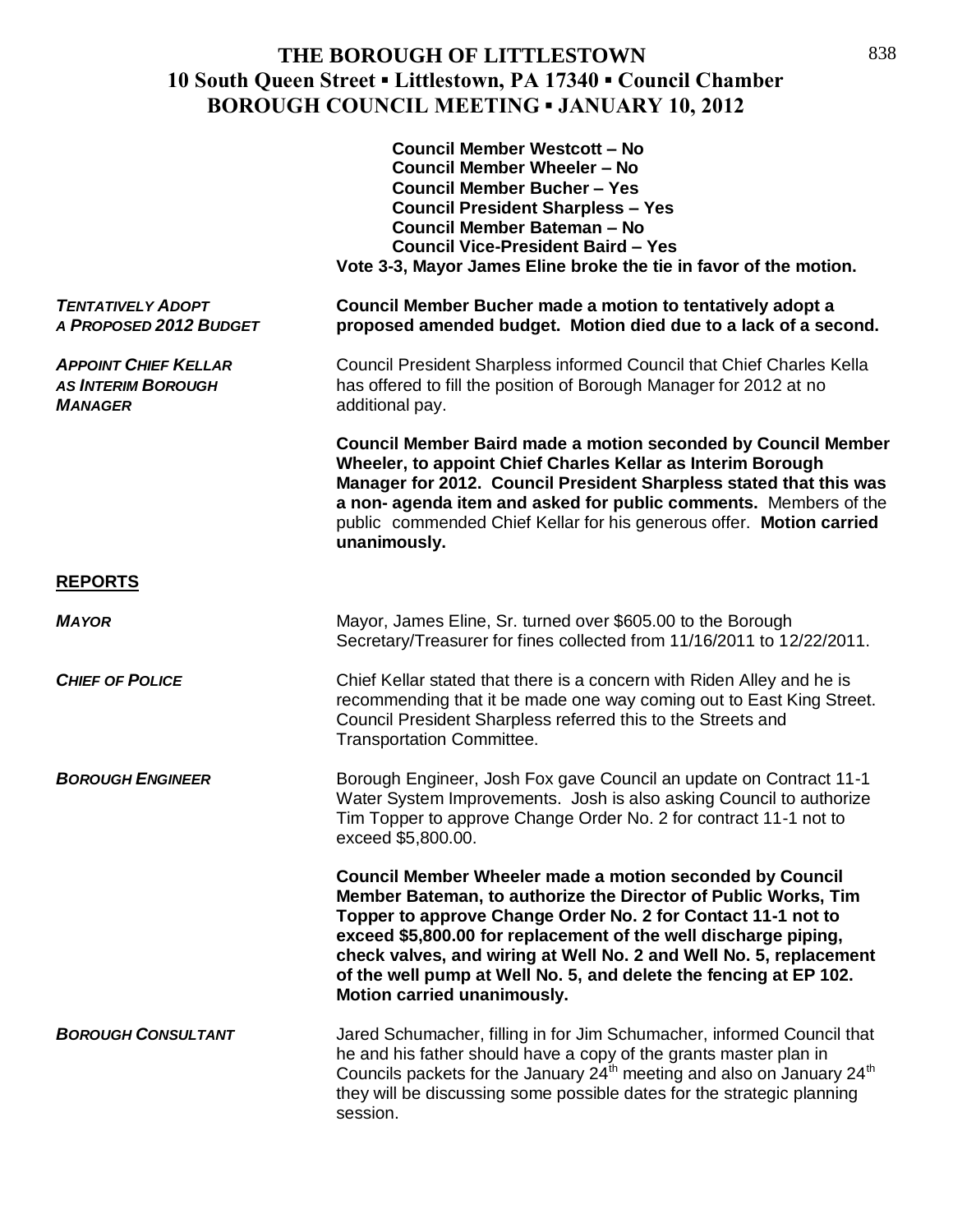**Council Member Westcott – No**
**Council Member Wheeler – No**
**Council Member Bucher – Yes**
**Council President Sharpless – Yes**
**Council Member Bateman – No**
**Council Vice-President Baird – Yes**
**Vote 3-3, Mayor James Eline broke the tie in favor of the motion.**

***TENTATIVELY ADOPT A PROPOSED 2012 BUDGET***

**Council Member Bucher made a motion to tentatively adopt a proposed amended budget. Motion died due to a lack of a second.**

***APPOINT CHIEF KELLAR AS INTERIM BOROUGH MANAGER***

Council President Sharpless informed Council that Chief Charles Kella has offered to fill the position of Borough Manager for 2012 at no additional pay.

**Council Member Baird made a motion seconded by Council Member Wheeler, to appoint Chief Charles Kellar as Interim Borough Manager for 2012. Council President Sharpless stated that this was a non- agenda item and asked for public comments.** Members of the public commended Chief Kellar for his generous offer. **Motion carried unanimously.**

## REPORTS

***MAYOR***

Mayor, James Eline, Sr. turned over $605.00 to the Borough Secretary/Treasurer for fines collected from 11/16/2011 to 12/22/2011.

***CHIEF OF POLICE***

Chief Kellar stated that there is a concern with Riden Alley and he is recommending that it be made one way coming out to East King Street. Council President Sharpless referred this to the Streets and Transportation Committee.

***BOROUGH ENGINEER***

Borough Engineer, Josh Fox gave Council an update on Contract 11-1 Water System Improvements. Josh is also asking Council to authorize Tim Topper to approve Change Order No. 2 for contract 11-1 not to exceed $5,800.00.

**Council Member Wheeler made a motion seconded by Council Member Bateman, to authorize the Director of Public Works, Tim Topper to approve Change Order No. 2 for Contact 11-1 not to exceed $5,800.00 for replacement of the well discharge piping, check valves, and wiring at Well No. 2 and Well No. 5, replacement of the well pump at Well No. 5, and delete the fencing at EP 102. Motion carried unanimously.**

***BOROUGH CONSULTANT***

Jared Schumacher, filling in for Jim Schumacher, informed Council that he and his father should have a copy of the grants master plan in Councils packets for the January 24th meeting and also on January 24th they will be discussing some possible dates for the strategic planning session.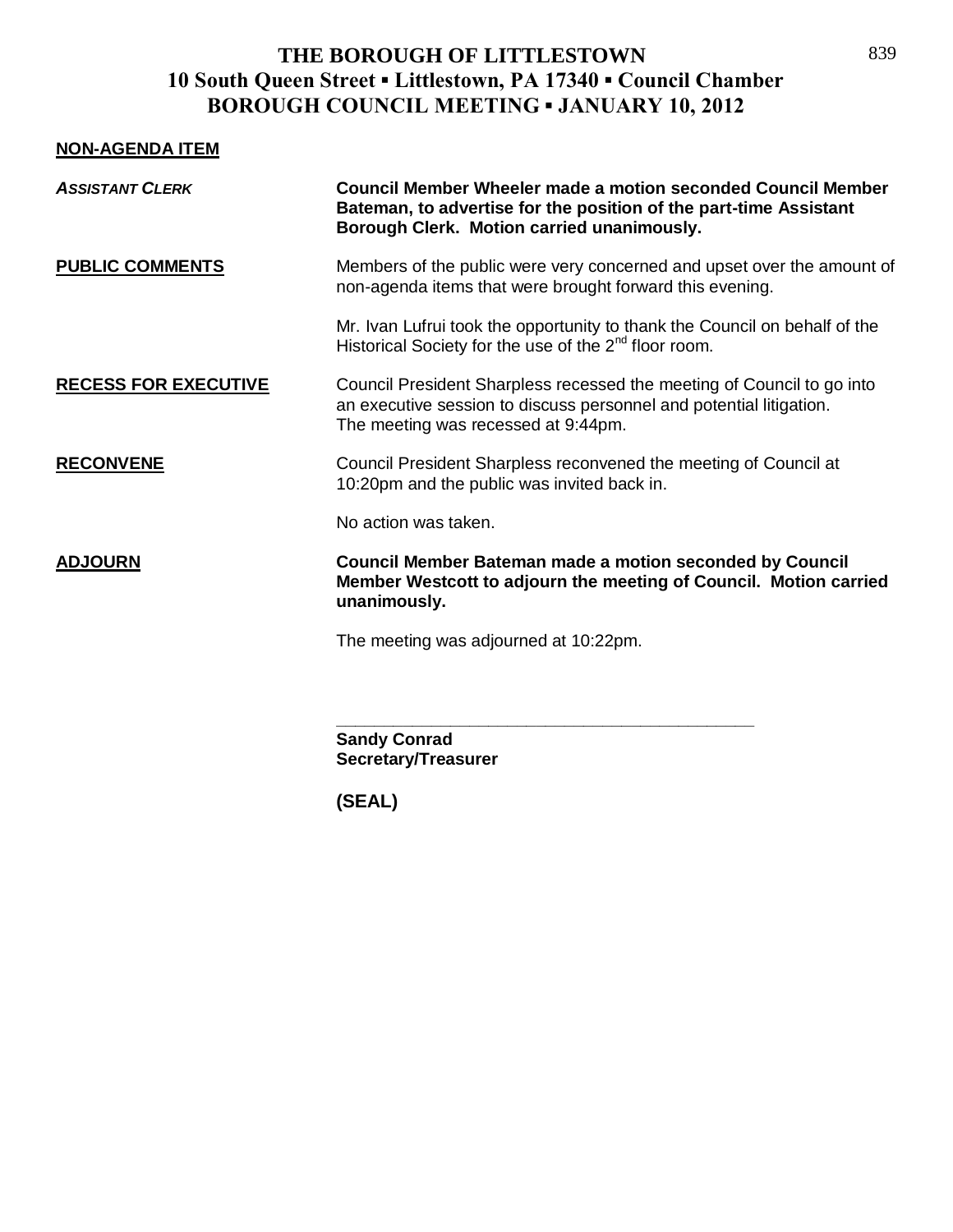# THE BOROUGH OF LITTLESTOWN
## 10 South Queen Street ▪ Littlestown, PA 17340 ▪ Council Chamber
## BOROUGH COUNCIL MEETING ▪ JANUARY 10, 2012

**NON-AGENDA ITEM**

***ASSISTANT CLERK***

**Council Member Wheeler made a motion seconded Council Member Bateman, to advertise for the position of the part-time Assistant Borough Clerk. Motion carried unanimously.**

**PUBLIC COMMENTS**

Members of the public were very concerned and upset over the amount of non-agenda items that were brought forward this evening.

Mr. Ivan Lufrui took the opportunity to thank the Council on behalf of the Historical Society for the use of the 2nd floor room.

**RECESS FOR EXECUTIVE**

Council President Sharpless recessed the meeting of Council to go into an executive session to discuss personnel and potential litigation. The meeting was recessed at 9:44pm.

**RECONVENE**

Council President Sharpless reconvened the meeting of Council at 10:20pm and the public was invited back in.

No action was taken.

**ADJOURN**

**Council Member Bateman made a motion seconded by Council Member Westcott to adjourn the meeting of Council. Motion carried unanimously.**

The meeting was adjourned at 10:22pm.

\_\_\_\_\_\_\_\_\_\_\_\_\_\_\_\_\_\_\_\_\_\_\_\_\_\_\_\_\_\_\_\_\_\_\_\_\_\_\_\_

**Sandy Conrad**
**Secretary/Treasurer**

**(SEAL)**